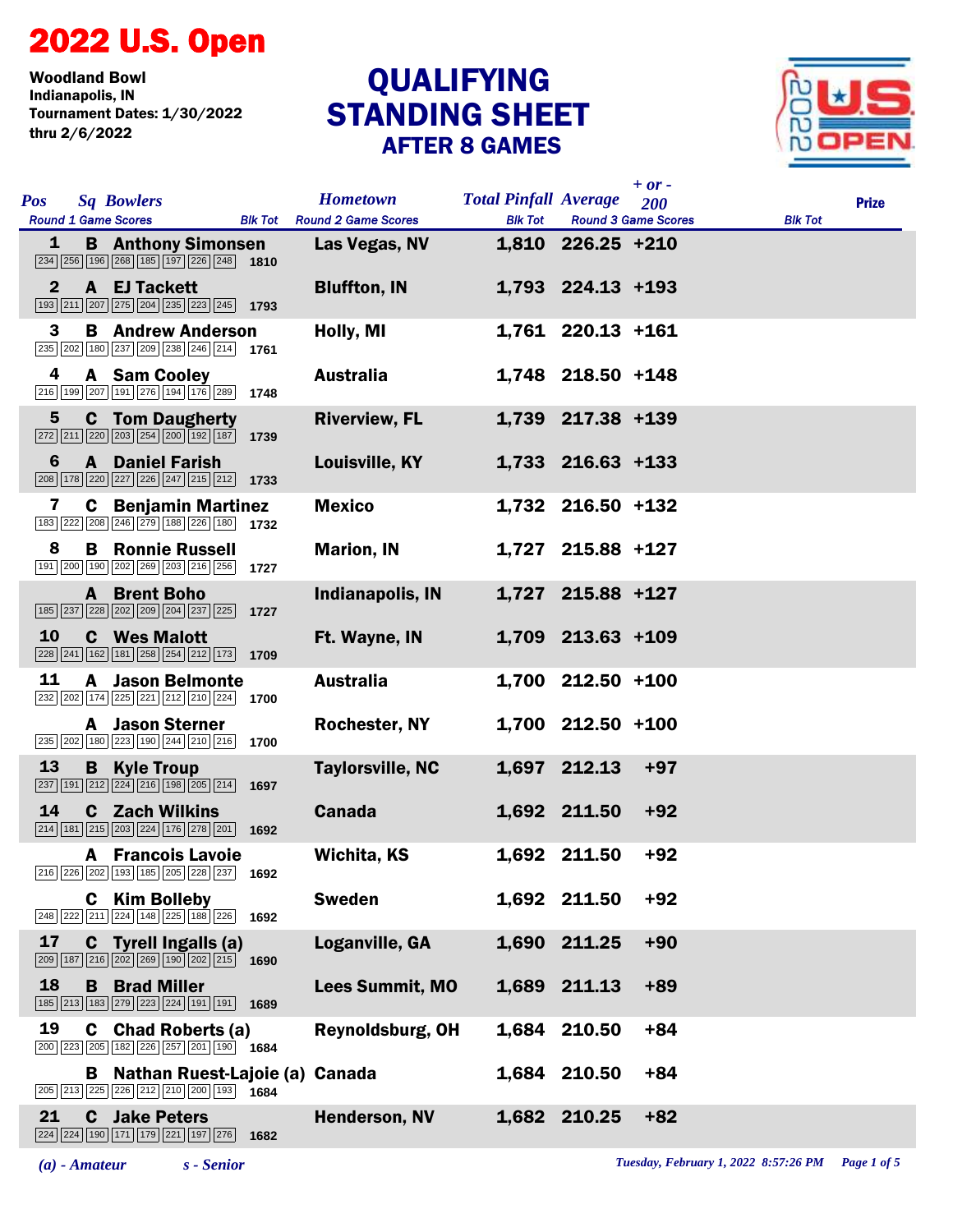# 2022 U.S. Open

**Woodland Bowl**
**Indianapolis, IN**
**Tournament Dates: 1/30/2022 thru 2/6/2022**

## QUALIFYING STANDING SHEET
### AFTER 8 GAMES

| Pos | Sq | Bowlers | Round 1 Game Scores | Blk Tot | Hometown | Total Pinfall | Average | + or - 200 | Prize |
|---|---|---|---|---|---|---|---|---|---|
| 1 | B | Anthony Simonsen | 234 256 196 268 185 197 226 248 | 1810 | Las Vegas, NV | 1,810 | 226.25 | +210 | |
| 2 | A | EJ Tackett | 193 211 207 275 204 235 223 245 | 1793 | Bluffton, IN | 1,793 | 224.13 | +193 | |
| 3 | B | Andrew Anderson | 235 202 180 237 209 238 246 214 | 1761 | Holly, MI | 1,761 | 220.13 | +161 | |
| 4 | A | Sam Cooley | 216 199 207 191 276 194 176 289 | 1748 | Australia | 1,748 | 218.50 | +148 | |
| 5 | C | Tom Daugherty | 272 211 220 203 254 200 192 187 | 1739 | Riverview, FL | 1,739 | 217.38 | +139 | |
| 6 | A | Daniel Farish | 208 178 220 227 226 247 215 212 | 1733 | Louisville, KY | 1,733 | 216.63 | +133 | |
| 7 | C | Benjamin Martinez | 183 222 208 246 279 188 226 180 | 1732 | Mexico | 1,732 | 216.50 | +132 | |
| 8 | B | Ronnie Russell | 191 200 190 202 269 203 216 256 | 1727 | Marion, IN | 1,727 | 215.88 | +127 | |
| | A | Brent Boho | 185 237 228 202 209 204 237 225 | 1727 | Indianapolis, IN | 1,727 | 215.88 | +127 | |
| 10 | C | Wes Malott | 228 241 162 181 258 254 212 173 | 1709 | Ft. Wayne, IN | 1,709 | 213.63 | +109 | |
| 11 | A | Jason Belmonte | 232 202 174 225 221 212 210 224 | 1700 | Australia | 1,700 | 212.50 | +100 | |
| | A | Jason Sterner | 235 202 180 223 190 244 210 216 | 1700 | Rochester, NY | 1,700 | 212.50 | +100 | |
| 13 | B | Kyle Troup | 237 191 212 224 216 198 205 214 | 1697 | Taylorsville, NC | 1,697 | 212.13 | +97 | |
| 14 | C | Zach Wilkins | 214 181 215 203 224 176 278 201 | 1692 | Canada | 1,692 | 211.50 | +92 | |
| | A | Francois Lavoie | 216 226 202 193 185 205 228 237 | 1692 | Wichita, KS | 1,692 | 211.50 | +92 | |
| | C | Kim Bolleby | 248 222 211 224 148 225 188 226 | 1692 | Sweden | 1,692 | 211.50 | +92 | |
| 17 | C | Tyrell Ingalls (a) | 209 187 216 202 269 190 202 215 | 1690 | Loganville, GA | 1,690 | 211.25 | +90 | |
| 18 | B | Brad Miller | 185 213 183 279 223 224 191 191 | 1689 | Lees Summit, MO | 1,689 | 211.13 | +89 | |
| 19 | C | Chad Roberts (a) | 200 223 205 182 226 257 201 190 | 1684 | Reynoldsburg, OH | 1,684 | 210.50 | +84 | |
| | B | Nathan Ruest-Lajoie (a) | 205 213 225 226 212 210 200 193 | 1684 | Canada | 1,684 | 210.50 | +84 | |
| 21 | C | Jake Peters | 224 224 190 171 179 221 197 276 | 1682 | Henderson, NV | 1,682 | 210.25 | +82 | |

*(a) - Amateur* *s - Senior*

*Tuesday, February 1, 2022 8:57:26 PM*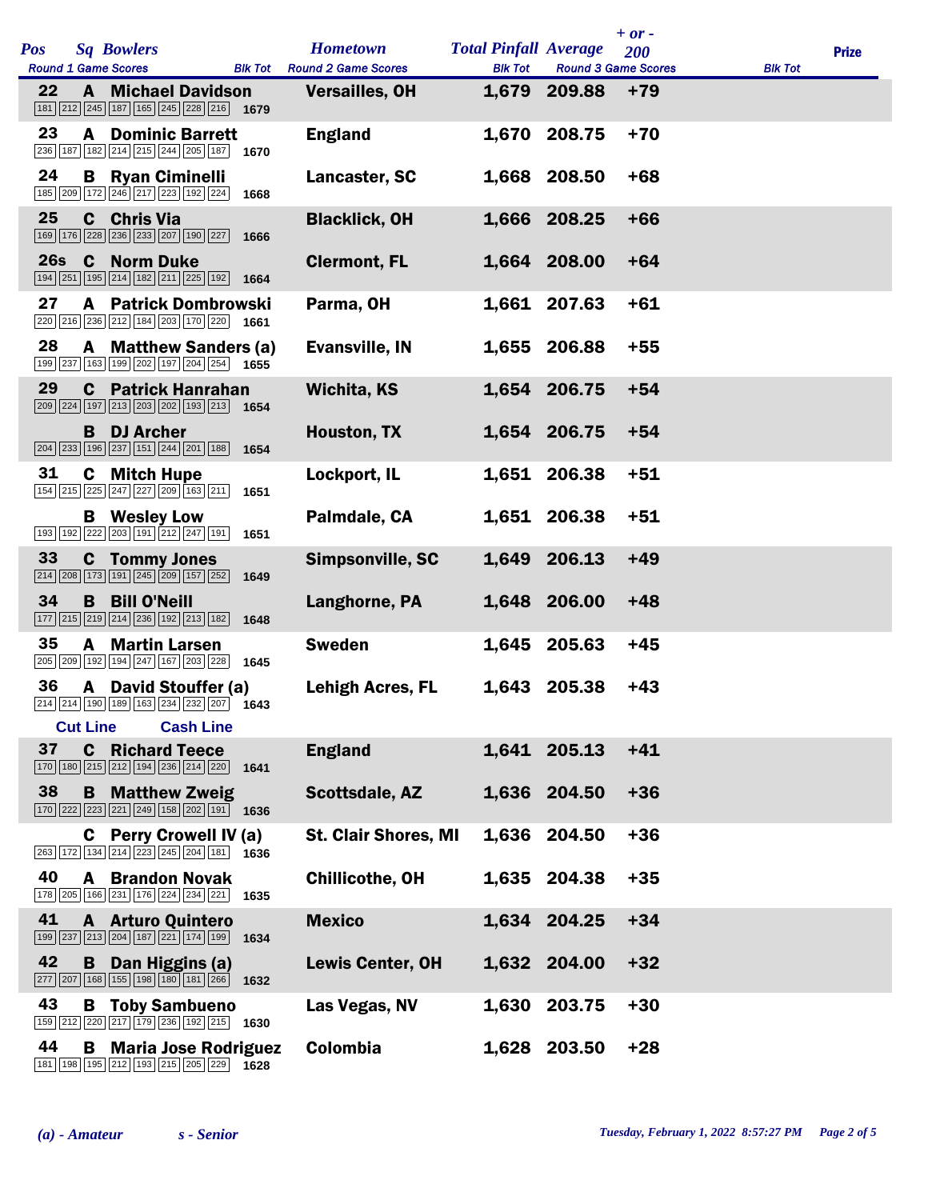| Pos | Sq | Bowlers | Round 1 Game Scores | Blk Tot | Hometown | Total Pinfall | Average | + or - 200 | Prize |
|---|---|---|---|---|---|---|---|---|---|
| 22 | A | Michael Davidson | 181 212 245 187 165 245 228 216 | 1679 | Versailles, OH | 1,679 | 209.88 | +79 | |
| 23 | A | Dominic Barrett | 236 187 182 214 215 244 205 187 | 1670 | England | 1,670 | 208.75 | +70 | |
| 24 | B | Ryan Ciminelli | 185 209 172 246 217 223 192 224 | 1668 | Lancaster, SC | 1,668 | 208.50 | +68 | |
| 25 | C | Chris Via | 169 176 228 236 233 207 190 227 | 1666 | Blacklick, OH | 1,666 | 208.25 | +66 | |
| 26s | C | Norm Duke | 194 251 195 214 182 211 225 192 | 1664 | Clermont, FL | 1,664 | 208.00 | +64 | |
| 27 | A | Patrick Dombrowski | 220 216 236 212 184 203 170 220 | 1661 | Parma, OH | 1,661 | 207.63 | +61 | |
| 28 | A | Matthew Sanders (a) | 199 237 163 199 202 197 204 254 | 1655 | Evansville, IN | 1,655 | 206.88 | +55 | |
| 29 | C | Patrick Hanrahan | 209 224 197 213 203 202 193 213 | 1654 | Wichita, KS | 1,654 | 206.75 | +54 | |
| | B | DJ Archer | 204 233 196 237 151 244 201 188 | 1654 | Houston, TX | 1,654 | 206.75 | +54 | |
| 31 | C | Mitch Hupe | 154 215 225 247 227 209 163 211 | 1651 | Lockport, IL | 1,651 | 206.38 | +51 | |
| | B | Wesley Low | 193 192 222 203 191 212 247 191 | 1651 | Palmdale, CA | 1,651 | 206.38 | +51 | |
| 33 | C | Tommy Jones | 214 208 173 191 245 209 157 252 | 1649 | Simpsonville, SC | 1,649 | 206.13 | +49 | |
| 34 | B | Bill O'Neill | 177 215 219 214 236 192 213 182 | 1648 | Langhorne, PA | 1,648 | 206.00 | +48 | |
| 35 | A | Martin Larsen | 205 209 192 194 247 167 203 228 | 1645 | Sweden | 1,645 | 205.63 | +45 | |
| 36 | A | David Stouffer (a) | 214 214 190 189 163 234 232 207 | 1643 | Lehigh Acres, FL | 1,643 | 205.38 | +43 | |
| | | **Cut Line** | **Cash Line** | | | | | | |
| 37 | C | Richard Teece | 170 180 215 212 194 236 214 220 | 1641 | England | 1,641 | 205.13 | +41 | |
| 38 | B | Matthew Zweig | 170 222 223 221 249 158 202 191 | 1636 | Scottsdale, AZ | 1,636 | 204.50 | +36 | |
| | C | Perry Crowell IV (a) | 263 172 134 214 223 245 204 181 | 1636 | St. Clair Shores, MI | 1,636 | 204.50 | +36 | |
| 40 | A | Brandon Novak | 178 205 166 231 176 224 234 221 | 1635 | Chillicothe, OH | 1,635 | 204.38 | +35 | |
| 41 | A | Arturo Quintero | 199 237 213 204 187 221 174 199 | 1634 | Mexico | 1,634 | 204.25 | +34 | |
| 42 | B | Dan Higgins (a) | 277 207 168 155 198 180 181 266 | 1632 | Lewis Center, OH | 1,632 | 204.00 | +32 | |
| 43 | B | Toby Sambueno | 159 212 220 217 179 236 192 215 | 1630 | Las Vegas, NV | 1,630 | 203.75 | +30 | |
| 44 | B | Maria Jose Rodriguez | 181 198 195 212 193 215 205 229 | 1628 | Colombia | 1,628 | 203.50 | +28 | |

*(a) - Amateur* *s - Senior*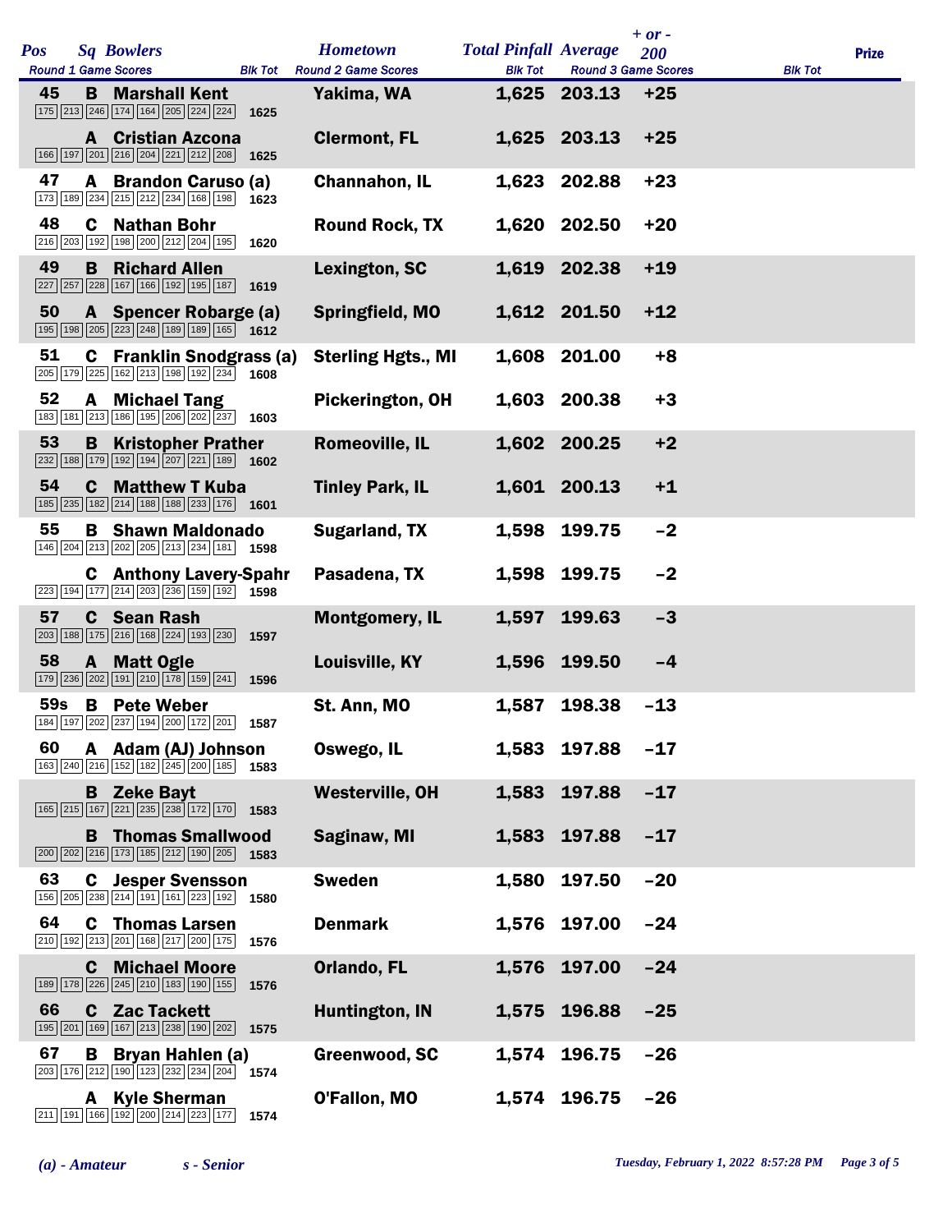| Pos | Sq | Bowlers | Round 1 Game Scores | Blk Tot | Hometown | Total Pinfall | Average | + or - 200 | Prize |
|---|---|---|---|---|---|---|---|---|---|
| 45 | B | Marshall Kent | 175 213 246 174 164 205 224 224 | 1625 | Yakima, WA | 1,625 | 203.13 | +25 | |
| | A | Cristian Azcona | 166 197 201 216 204 221 212 208 | 1625 | Clermont, FL | 1,625 | 203.13 | +25 | |
| 47 | A | Brandon Caruso (a) | 173 189 234 215 212 234 168 198 | 1623 | Channahon, IL | 1,623 | 202.88 | +23 | |
| 48 | C | Nathan Bohr | 216 203 192 198 200 212 204 195 | 1620 | Round Rock, TX | 1,620 | 202.50 | +20 | |
| 49 | B | Richard Allen | 227 257 228 167 166 192 195 187 | 1619 | Lexington, SC | 1,619 | 202.38 | +19 | |
| 50 | A | Spencer Robarge (a) | 195 198 205 223 248 189 189 165 | 1612 | Springfield, MO | 1,612 | 201.50 | +12 | |
| 51 | C | Franklin Snodgrass (a) | 205 179 225 162 213 198 192 234 | 1608 | Sterling Hgts., MI | 1,608 | 201.00 | +8 | |
| 52 | A | Michael Tang | 183 181 213 186 195 206 202 237 | 1603 | Pickerington, OH | 1,603 | 200.38 | +3 | |
| 53 | B | Kristopher Prather | 232 188 179 192 194 207 221 189 | 1602 | Romeoville, IL | 1,602 | 200.25 | +2 | |
| 54 | C | Matthew T Kuba | 185 235 182 214 188 188 233 176 | 1601 | Tinley Park, IL | 1,601 | 200.13 | +1 | |
| 55 | B | Shawn Maldonado | 146 204 213 202 205 213 234 181 | 1598 | Sugarland, TX | 1,598 | 199.75 | -2 | |
| | C | Anthony Lavery-Spahr | 223 194 177 214 203 236 159 192 | 1598 | Pasadena, TX | 1,598 | 199.75 | -2 | |
| 57 | C | Sean Rash | 203 188 175 216 168 224 193 230 | 1597 | Montgomery, IL | 1,597 | 199.63 | -3 | |
| 58 | A | Matt Ogle | 179 236 202 191 210 178 159 241 | 1596 | Louisville, KY | 1,596 | 199.50 | -4 | |
| 59s | B | Pete Weber | 184 197 202 237 194 200 172 201 | 1587 | St. Ann, MO | 1,587 | 198.38 | -13 | |
| 60 | A | Adam (AJ) Johnson | 163 240 216 152 182 245 200 185 | 1583 | Oswego, IL | 1,583 | 197.88 | -17 | |
| | B | Zeke Bayt | 165 215 167 221 235 238 172 170 | 1583 | Westerville, OH | 1,583 | 197.88 | -17 | |
| | B | Thomas Smallwood | 200 202 216 173 185 212 190 205 | 1583 | Saginaw, MI | 1,583 | 197.88 | -17 | |
| 63 | C | Jesper Svensson | 156 205 238 214 191 161 223 192 | 1580 | Sweden | 1,580 | 197.50 | -20 | |
| 64 | C | Thomas Larsen | 210 192 213 201 168 217 200 175 | 1576 | Denmark | 1,576 | 197.00 | -24 | |
| | C | Michael Moore | 189 178 226 245 210 183 190 155 | 1576 | Orlando, FL | 1,576 | 197.00 | -24 | |
| 66 | C | Zac Tackett | 195 201 169 167 213 238 190 202 | 1575 | Huntington, IN | 1,575 | 196.88 | -25 | |
| 67 | B | Bryan Hahlen (a) | 203 176 212 190 123 232 234 204 | 1574 | Greenwood, SC | 1,574 | 196.75 | -26 | |
| | A | Kyle Sherman | 211 191 166 192 200 214 223 177 | 1574 | O'Fallon, MO | 1,574 | 196.75 | -26 | |

*(a) - Amateur* *s - Senior*

*Tuesday, February 1, 2022 8:57:28 PM*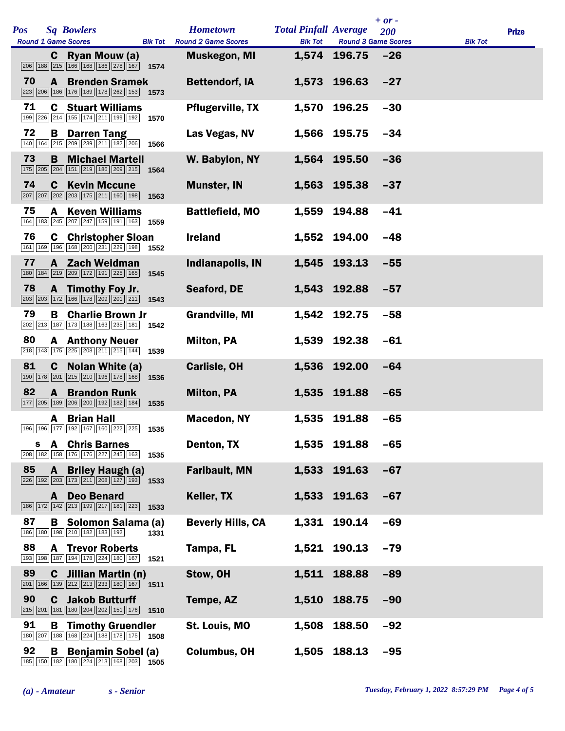| Pos | Sq | Bowlers | Round 1 Game Scores | Blk Tot | Hometown | Total Pinfall | Average | + or - 200 | Prize |
|---|---|---|---|---|---|---|---|---|---|
| | C | Ryan Mouw (a) | 206 188 215 166 168 186 278 167 | 1574 | Muskegon, MI | 1,574 | 196.75 | -26 | |
| 70 | A | Brenden Sramek | 223 206 186 176 189 178 262 153 | 1573 | Bettendorf, IA | 1,573 | 196.63 | -27 | |
| 71 | C | Stuart Williams | 199 226 214 155 174 211 199 192 | 1570 | Pflugerville, TX | 1,570 | 196.25 | -30 | |
| 72 | B | Darren Tang | 140 164 215 209 239 211 182 206 | 1566 | Las Vegas, NV | 1,566 | 195.75 | -34 | |
| 73 | B | Michael Martell | 175 205 204 151 219 186 209 215 | 1564 | W. Babylon, NY | 1,564 | 195.50 | -36 | |
| 74 | C | Kevin Mccune | 207 207 202 203 175 211 160 198 | 1563 | Munster, IN | 1,563 | 195.38 | -37 | |
| 75 | A | Keven Williams | 164 183 245 207 247 159 191 163 | 1559 | Battlefield, MO | 1,559 | 194.88 | -41 | |
| 76 | C | Christopher Sloan | 161 169 196 168 200 231 229 198 | 1552 | Ireland | 1,552 | 194.00 | -48 | |
| 77 | A | Zach Weidman | 180 184 219 209 172 191 225 165 | 1545 | Indianapolis, IN | 1,545 | 193.13 | -55 | |
| 78 | A | Timothy Foy Jr. | 203 203 172 166 178 209 201 211 | 1543 | Seaford, DE | 1,543 | 192.88 | -57 | |
| 79 | B | Charlie Brown Jr | 202 213 187 173 188 163 235 181 | 1542 | Grandville, MI | 1,542 | 192.75 | -58 | |
| 80 | A | Anthony Neuer | 218 143 175 225 208 211 215 144 | 1539 | Milton, PA | 1,539 | 192.38 | -61 | |
| 81 | C | Nolan White (a) | 190 178 201 215 210 196 178 168 | 1536 | Carlisle, OH | 1,536 | 192.00 | -64 | |
| 82 | A | Brandon Runk | 177 205 189 206 200 192 182 184 | 1535 | Milton, PA | 1,535 | 191.88 | -65 | |
| | A | Brian Hall | 196 196 177 192 167 160 222 225 | 1535 | Macedon, NY | 1,535 | 191.88 | -65 | |
| s | A | Chris Barnes | 208 182 158 176 176 227 245 163 | 1535 | Denton, TX | 1,535 | 191.88 | -65 | |
| 85 | A | Briley Haugh (a) | 226 192 203 173 211 208 127 193 | 1533 | Faribault, MN | 1,533 | 191.63 | -67 | |
| | A | Deo Benard | 186 172 142 213 199 217 181 223 | 1533 | Keller, TX | 1,533 | 191.63 | -67 | |
| 87 | B | Solomon Salama (a) | 186 180 198 210 182 183 192 | 1331 | Beverly Hills, CA | 1,331 | 190.14 | -69 | |
| 88 | A | Trevor Roberts | 193 198 187 194 178 224 180 167 | 1521 | Tampa, FL | 1,521 | 190.13 | -79 | |
| 89 | C | Jillian Martin (n) | 201 166 139 212 213 233 180 167 | 1511 | Stow, OH | 1,511 | 188.88 | -89 | |
| 90 | C | Jakob Butturff | 215 201 181 180 204 202 151 176 | 1510 | Tempe, AZ | 1,510 | 188.75 | -90 | |
| 91 | B | Timothy Gruendler | 180 207 188 168 224 188 178 175 | 1508 | St. Louis, MO | 1,508 | 188.50 | -92 | |
| 92 | B | Benjamin Sobel (a) | 185 150 182 180 224 213 168 203 | 1505 | Columbus, OH | 1,505 | 188.13 | -95 | |

*(a) - Amateur* *s - Senior*

*Tuesday, February 1, 2022 8:57:29 PM*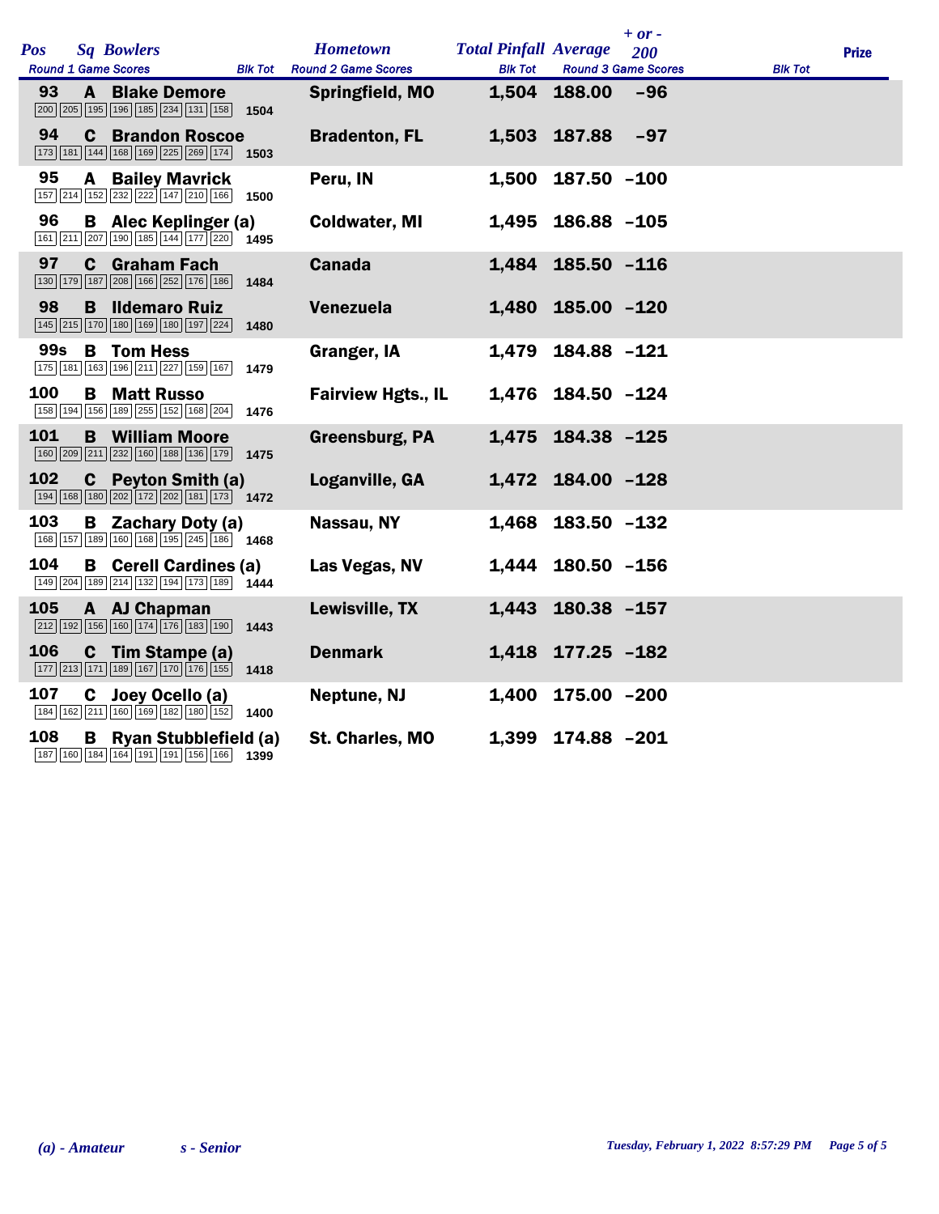| Pos | Sq | Bowlers | Round 1 Game Scores | Blk Tot | Hometown | Total Pinfall | Average | + or - 200 | Prize |
|---|---|---|---|---|---|---|---|---|---|
| 93 | A | Blake Demore | 200 205 195 196 185 234 131 158 | 1504 | Springfield, MO | 1,504 | 188.00 | -96 | |
| 94 | C | Brandon Roscoe | 173 181 144 168 169 225 269 174 | 1503 | Bradenton, FL | 1,503 | 187.88 | -97 | |
| 95 | A | Bailey Mavrick | 157 214 152 232 222 147 210 166 | 1500 | Peru, IN | 1,500 | 187.50 | -100 | |
| 96 | B | Alec Keplinger (a) | 161 211 207 190 185 144 177 220 | 1495 | Coldwater, MI | 1,495 | 186.88 | -105 | |
| 97 | C | Graham Fach | 130 179 187 208 166 252 176 186 | 1484 | Canada | 1,484 | 185.50 | -116 | |
| 98 | B | Ildemaro Ruiz | 145 215 170 180 169 180 197 224 | 1480 | Venezuela | 1,480 | 185.00 | -120 | |
| 99s | B | Tom Hess | 175 181 163 196 211 227 159 167 | 1479 | Granger, IA | 1,479 | 184.88 | -121 | |
| 100 | B | Matt Russo | 158 194 156 189 255 152 168 204 | 1476 | Fairview Hgts., IL | 1,476 | 184.50 | -124 | |
| 101 | B | William Moore | 160 209 211 232 160 188 136 179 | 1475 | Greensburg, PA | 1,475 | 184.38 | -125 | |
| 102 | C | Peyton Smith (a) | 194 168 180 202 172 202 181 173 | 1472 | Loganville, GA | 1,472 | 184.00 | -128 | |
| 103 | B | Zachary Doty (a) | 168 157 189 160 168 195 245 186 | 1468 | Nassau, NY | 1,468 | 183.50 | -132 | |
| 104 | B | Cerell Cardines (a) | 149 204 189 214 132 194 173 189 | 1444 | Las Vegas, NV | 1,444 | 180.50 | -156 | |
| 105 | A | AJ Chapman | 212 192 156 160 174 176 183 190 | 1443 | Lewisville, TX | 1,443 | 180.38 | -157 | |
| 106 | C | Tim Stampe (a) | 177 213 171 189 167 170 176 155 | 1418 | Denmark | 1,418 | 177.25 | -182 | |
| 107 | C | Joey Ocello (a) | 184 162 211 160 169 182 180 152 | 1400 | Neptune, NJ | 1,400 | 175.00 | -200 | |
| 108 | B | Ryan Stubblefield (a) | 187 160 184 164 191 191 156 166 | 1399 | St. Charles, MO | 1,399 | 174.88 | -201 | |

*(a) - Amateur* *s - Senior*

*Tuesday, February 1, 2022 8:57:29 PM*